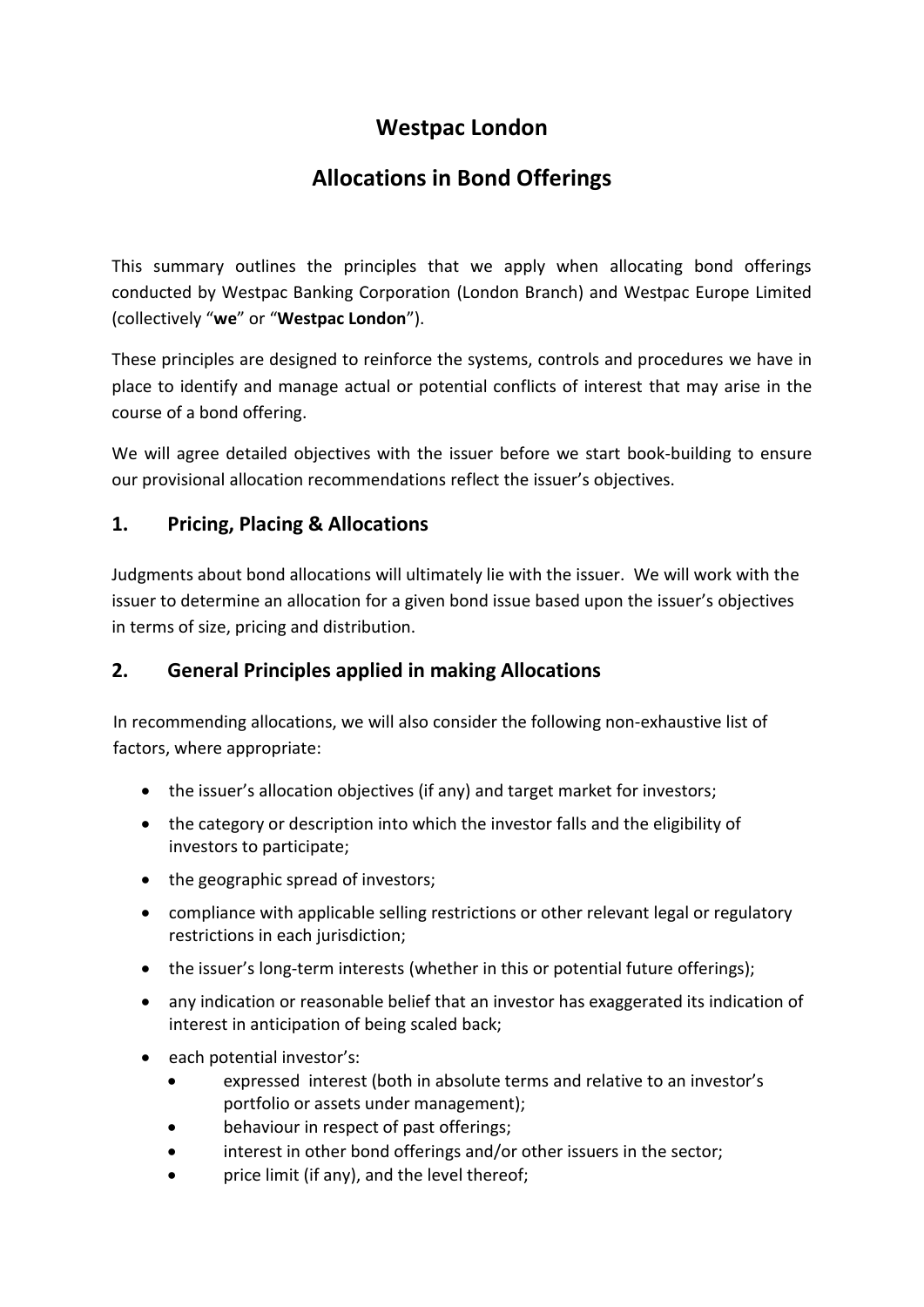# Westpac London

# Allocations in Bond Offerings

This summary outlines the principles that we apply when allocating bond offerings conducted by Westpac Banking Corporation (London Branch) and Westpac Europe Limited (collectively "**we**" or "**Westpac London**").

These principles are designed to reinforce the systems, controls and procedures we have in place to identify and manage actual or potential conflicts of interest that may arise in the course of a bond offering.

We will agree detailed objectives with the issuer before we start book-building to ensure our provisional allocation recommendations reflect the issuer's objectives.

## 1. Pricing, Placing & Allocations

Judgments about bond allocations will ultimately lie with the issuer. We will work with the issuer to determine an allocation for a given bond issue based upon the issuer's objectives in terms of size, pricing and distribution.

## 2. General Principles applied in making Allocations

In recommending allocations, we will also consider the following non-exhaustive list of factors, where appropriate:

- the issuer's allocation objectives (if any) and target market for investors;
- the category or description into which the investor falls and the eligibility of investors to participate;
- the geographic spread of investors;
- compliance with applicable selling restrictions or other relevant legal or regulatory restrictions in each jurisdiction;
- the issuer's long-term interests (whether in this or potential future offerings);
- any indication or reasonable belief that an investor has exaggerated its indication of interest in anticipation of being scaled back;
- each potential investor's:
  - expressed interest (both in absolute terms and relative to an investor's portfolio or assets under management);
  - behaviour in respect of past offerings;
  - interest in other bond offerings and/or other issuers in the sector;
  - price limit (if any), and the level thereof;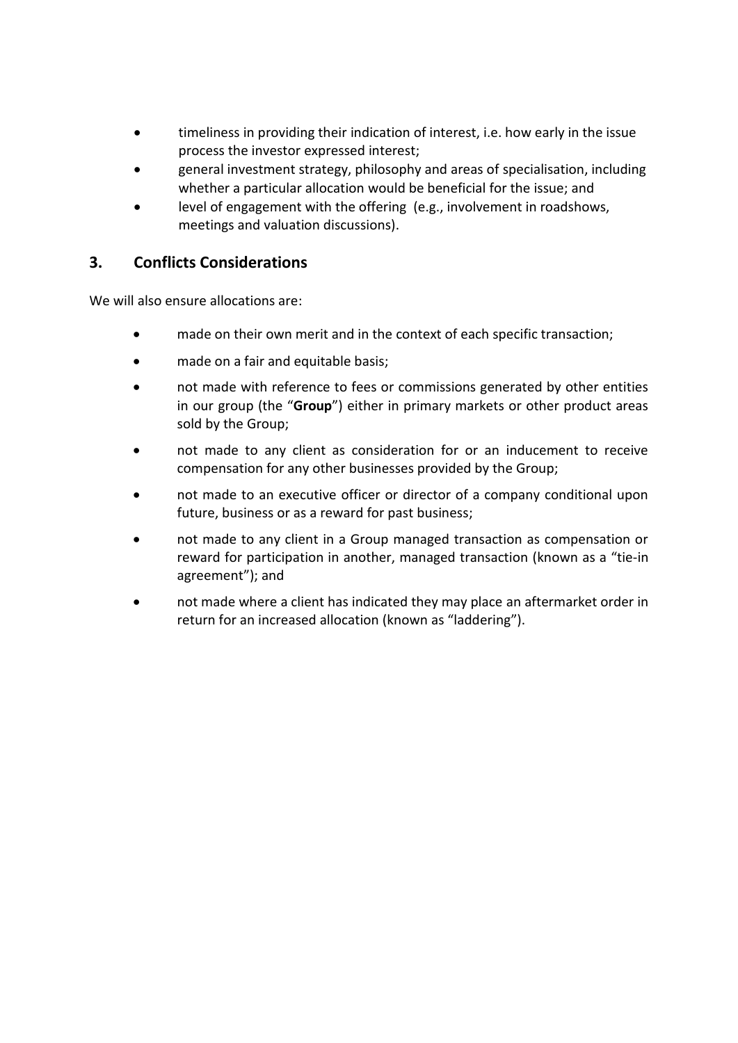- timeliness in providing their indication of interest, i.e. how early in the issue process the investor expressed interest;
- general investment strategy, philosophy and areas of specialisation, including whether a particular allocation would be beneficial for the issue; and
- level of engagement with the offering (e.g., involvement in roadshows, meetings and valuation discussions).

## 3. Conflicts Considerations

We will also ensure allocations are:

- made on their own merit and in the context of each specific transaction;
- made on a fair and equitable basis;
- not made with reference to fees or commissions generated by other entities in our group (the "**Group**") either in primary markets or other product areas sold by the Group;
- not made to any client as consideration for or an inducement to receive compensation for any other businesses provided by the Group;
- not made to an executive officer or director of a company conditional upon future, business or as a reward for past business;
- not made to any client in a Group managed transaction as compensation or reward for participation in another, managed transaction (known as a "tie-in agreement"); and
- not made where a client has indicated they may place an aftermarket order in return for an increased allocation (known as "laddering").